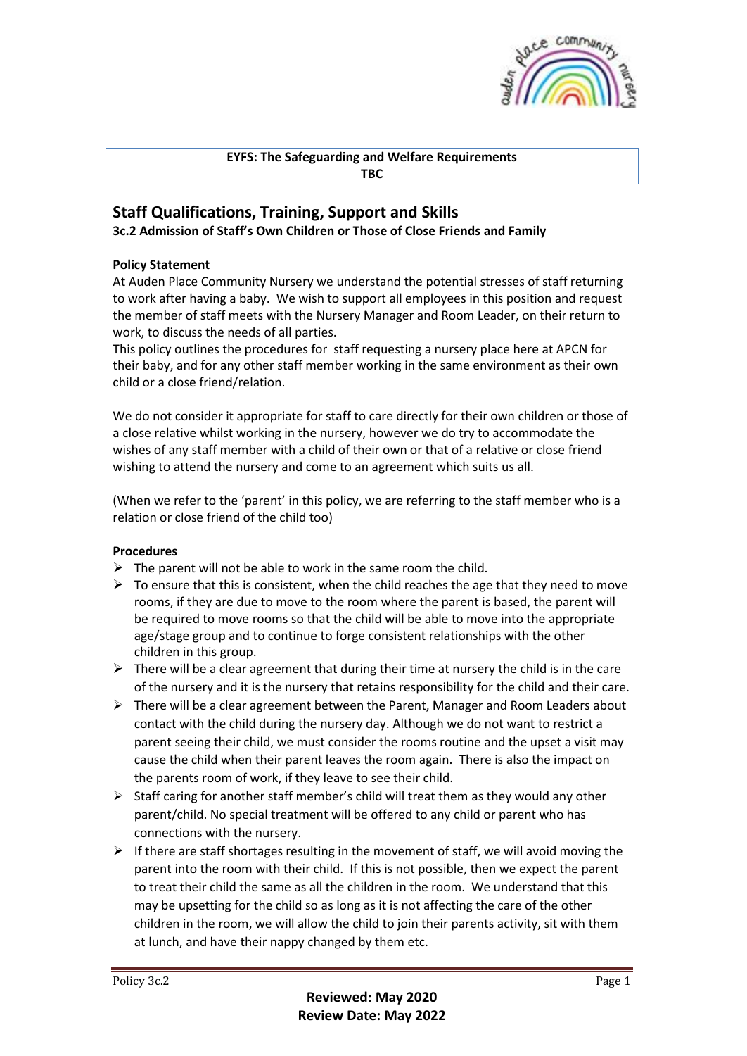**EYFS: The Safeguarding and Welfare Requirements**
**TBC**

## Staff Qualifications, Training, Support and Skills

### 3c.2 Admission of Staff's Own Children or Those of Close Friends and Family

**Policy Statement**

At Auden Place Community Nursery we understand the potential stresses of staff returning to work after having a baby. We wish to support all employees in this position and request the member of staff meets with the Nursery Manager and Room Leader, on their return to work, to discuss the needs of all parties.
This policy outlines the procedures for staff requesting a nursery place here at APCN for their baby, and for any other staff member working in the same environment as their own child or a close friend/relation.

We do not consider it appropriate for staff to care directly for their own children or those of a close relative whilst working in the nursery, however we do try to accommodate the wishes of any staff member with a child of their own or that of a relative or close friend wishing to attend the nursery and come to an agreement which suits us all.

(When we refer to the 'parent' in this policy, we are referring to the staff member who is a relation or close friend of the child too)

**Procedures**

- The parent will not be able to work in the same room the child.
- To ensure that this is consistent, when the child reaches the age that they need to move rooms, if they are due to move to the room where the parent is based, the parent will be required to move rooms so that the child will be able to move into the appropriate age/stage group and to continue to forge consistent relationships with the other children in this group.
- There will be a clear agreement that during their time at nursery the child is in the care of the nursery and it is the nursery that retains responsibility for the child and their care.
- There will be a clear agreement between the Parent, Manager and Room Leaders about contact with the child during the nursery day. Although we do not want to restrict a parent seeing their child, we must consider the rooms routine and the upset a visit may cause the child when their parent leaves the room again. There is also the impact on the parents room of work, if they leave to see their child.
- Staff caring for another staff member's child will treat them as they would any other parent/child. No special treatment will be offered to any child or parent who has connections with the nursery.
- If there are staff shortages resulting in the movement of staff, we will avoid moving the parent into the room with their child. If this is not possible, then we expect the parent to treat their child the same as all the children in the room. We understand that this may be upsetting for the child so as long as it is not affecting the care of the other children in the room, we will allow the child to join their parents activity, sit with them at lunch, and have their nappy changed by them etc.

Policy 3c.2

**Reviewed: May 2020**
**Review Date: May 2022**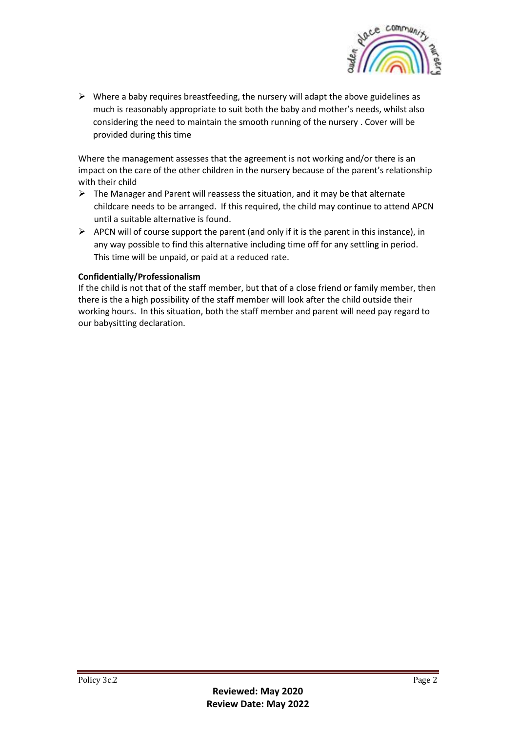- Where a baby requires breastfeeding, the nursery will adapt the above guidelines as much is reasonably appropriate to suit both the baby and mother's needs, whilst also considering the need to maintain the smooth running of the nursery . Cover will be provided during this time

Where the management assesses that the agreement is not working and/or there is an impact on the care of the other children in the nursery because of the parent's relationship with their child

- The Manager and Parent will reassess the situation, and it may be that alternate childcare needs to be arranged. If this required, the child may continue to attend APCN until a suitable alternative is found.
- APCN will of course support the parent (and only if it is the parent in this instance), in any way possible to find this alternative including time off for any settling in period. This time will be unpaid, or paid at a reduced rate.

**Confidentially/Professionalism**

If the child is not that of the staff member, but that of a close friend or family member, then there is the a high possibility of the staff member will look after the child outside their working hours. In this situation, both the staff member and parent will need pay regard to our babysitting declaration.

Policy 3c.2

**Reviewed: May 2020**
**Review Date: May 2022**